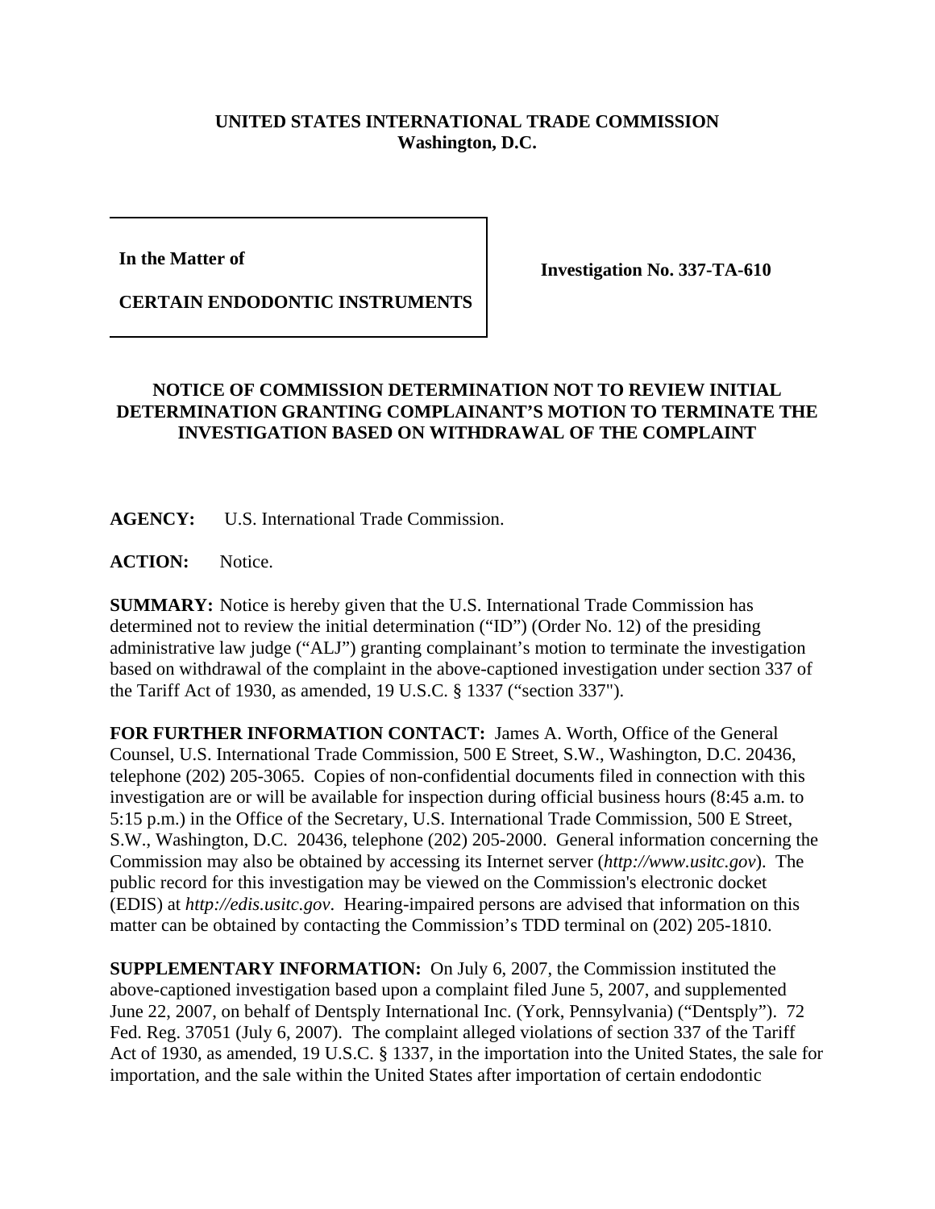**UNITED STATES INTERNATIONAL TRADE COMMISSION**
**Washington, D.C.**

| | |
|---|---|
| **In the Matter of** <br><br> **CERTAIN ENDODONTIC INSTRUMENTS** | **Investigation No. 337-TA-610** |

**NOTICE OF COMMISSION DETERMINATION NOT TO REVIEW INITIAL DETERMINATION GRANTING COMPLAINANT'S MOTION TO TERMINATE THE INVESTIGATION BASED ON WITHDRAWAL OF THE COMPLAINT**

**AGENCY:** U.S. International Trade Commission.

**ACTION:** Notice.

**SUMMARY:** Notice is hereby given that the U.S. International Trade Commission has determined not to review the initial determination ("ID") (Order No. 12) of the presiding administrative law judge ("ALJ") granting complainant's motion to terminate the investigation based on withdrawal of the complaint in the above-captioned investigation under section 337 of the Tariff Act of 1930, as amended, 19 U.S.C. § 1337 ("section 337").

**FOR FURTHER INFORMATION CONTACT:** James A. Worth, Office of the General Counsel, U.S. International Trade Commission, 500 E Street, S.W., Washington, D.C. 20436, telephone (202) 205-3065. Copies of non-confidential documents filed in connection with this investigation are or will be available for inspection during official business hours (8:45 a.m. to 5:15 p.m.) in the Office of the Secretary, U.S. International Trade Commission, 500 E Street, S.W., Washington, D.C. 20436, telephone (202) 205-2000. General information concerning the Commission may also be obtained by accessing its Internet server (*http://www.usitc.gov*). The public record for this investigation may be viewed on the Commission's electronic docket (EDIS) at *http://edis.usitc.gov*. Hearing-impaired persons are advised that information on this matter can be obtained by contacting the Commission's TDD terminal on (202) 205-1810.

**SUPPLEMENTARY INFORMATION:** On July 6, 2007, the Commission instituted the above-captioned investigation based upon a complaint filed June 5, 2007, and supplemented June 22, 2007, on behalf of Dentsply International Inc. (York, Pennsylvania) ("Dentsply"). 72 Fed. Reg. 37051 (July 6, 2007). The complaint alleged violations of section 337 of the Tariff Act of 1930, as amended, 19 U.S.C. § 1337, in the importation into the United States, the sale for importation, and the sale within the United States after importation of certain endodontic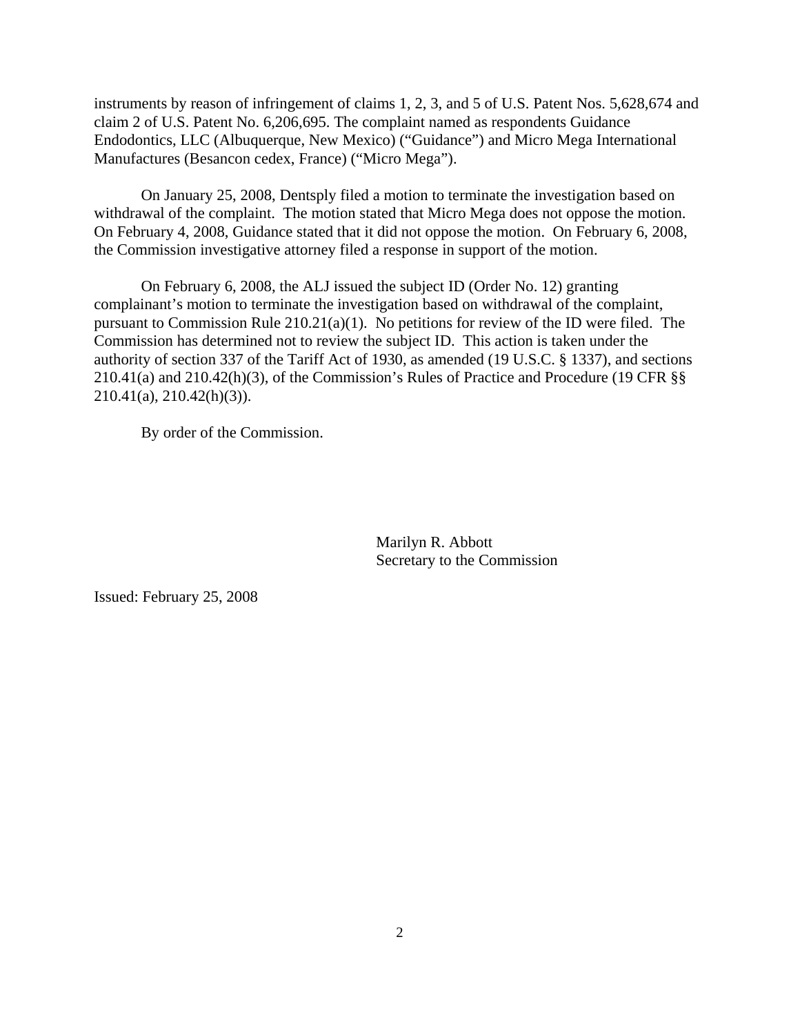instruments by reason of infringement of claims 1, 2, 3, and 5 of U.S. Patent Nos. 5,628,674 and claim 2 of U.S. Patent No. 6,206,695. The complaint named as respondents Guidance Endodontics, LLC (Albuquerque, New Mexico) ("Guidance") and Micro Mega International Manufactures (Besancon cedex, France) ("Micro Mega").

On January 25, 2008, Dentsply filed a motion to terminate the investigation based on withdrawal of the complaint. The motion stated that Micro Mega does not oppose the motion. On February 4, 2008, Guidance stated that it did not oppose the motion. On February 6, 2008, the Commission investigative attorney filed a response in support of the motion.

On February 6, 2008, the ALJ issued the subject ID (Order No. 12) granting complainant's motion to terminate the investigation based on withdrawal of the complaint, pursuant to Commission Rule 210.21(a)(1). No petitions for review of the ID were filed. The Commission has determined not to review the subject ID. This action is taken under the authority of section 337 of the Tariff Act of 1930, as amended (19 U.S.C. § 1337), and sections 210.41(a) and 210.42(h)(3), of the Commission's Rules of Practice and Procedure (19 CFR §§ 210.41(a), 210.42(h)(3)).

By order of the Commission.

Marilyn R. Abbott
Secretary to the Commission

Issued: February 25, 2008